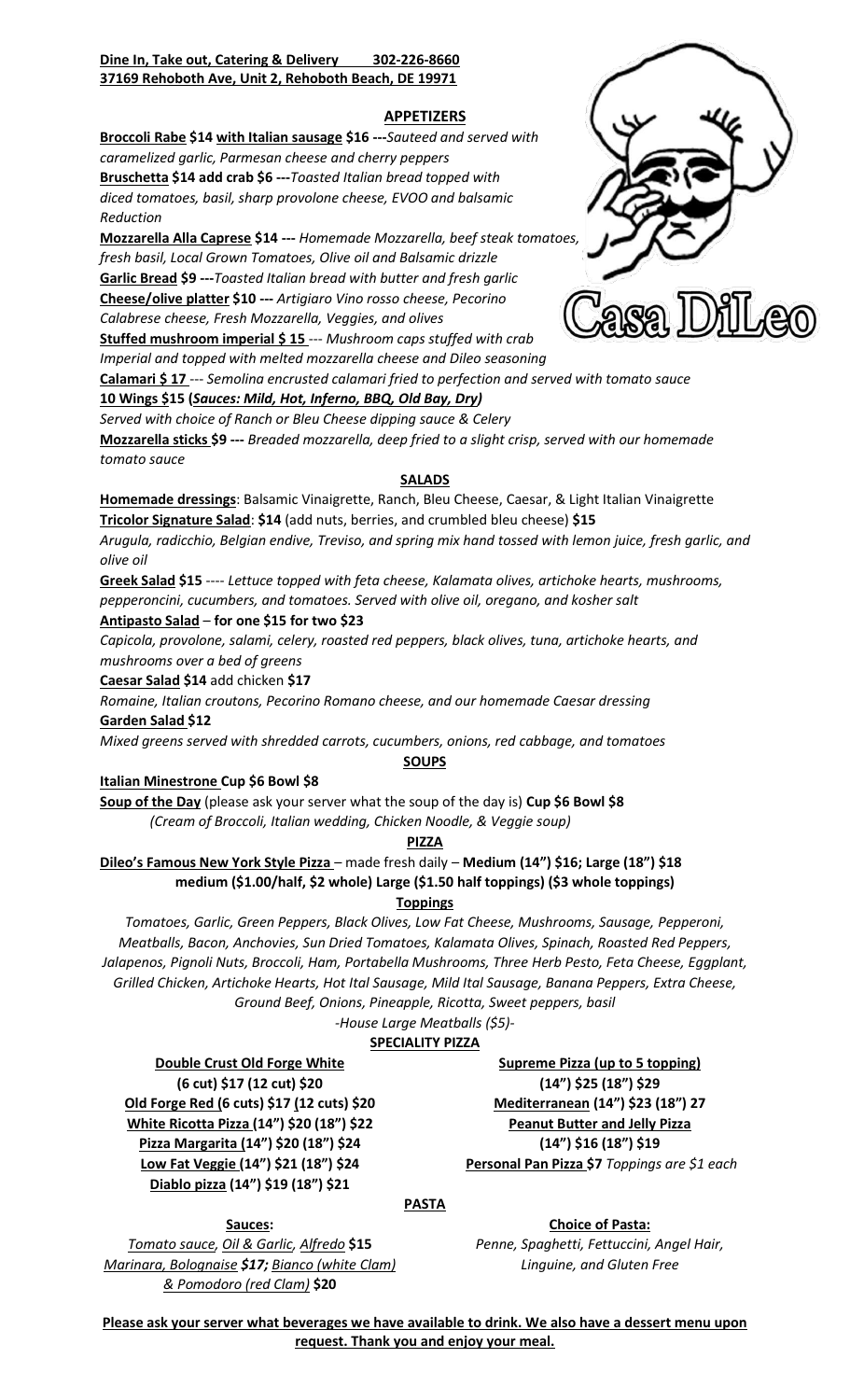**Dine In, Take out, Catering & Delivery 302-226-8660**
**37169 Rehoboth Ave, Unit 2, Rehoboth Beach, DE 19971**

Casa DiLeo

## APPETIZERS

**Broccoli Rabe $14 with Italian sausage $16 ---***Sauteed and served with caramelized garlic, Parmesan cheese and cherry peppers*

**Bruschetta $14 add crab $6 ---***Toasted Italian bread topped with diced tomatoes, basil, sharp provolone cheese, EVOO and balsamic Reduction*

**Mozzarella Alla Caprese $14 ---** *Homemade Mozzarella, beef steak tomatoes, fresh basil, Local Grown Tomatoes, Olive oil and Balsamic drizzle*

**Garlic Bread $9 ---***Toasted Italian bread with butter and fresh garlic*

**Cheese/olive platter $10 ---** *Artigiaro Vino rosso cheese, Pecorino Calabrese cheese, Fresh Mozzarella, Veggies, and olives*

**Stuffed mushroom imperial $ 15** --- *Mushroom caps stuffed with crab Imperial and topped with melted mozzarella cheese and Dileo seasoning*

**Calamari $ 17** --- *Semolina encrusted calamari fried to perfection and served with tomato sauce*

**10 Wings $15 (*Sauces: Mild, Hot, Inferno, BBQ, Old Bay, Dry*)**

*Served with choice of Ranch or Bleu Cheese dipping sauce & Celery*

**Mozzarella sticks $9 ---** *Breaded mozzarella, deep fried to a slight crisp, served with our homemade tomato sauce*

## SALADS

**Homemade dressings**: Balsamic Vinaigrette, Ranch, Bleu Cheese, Caesar, & Light Italian Vinaigrette

**Tricolor Signature Salad**: **$14** (add nuts, berries, and crumbled bleu cheese) **$15**

*Arugula, radicchio, Belgian endive, Treviso, and spring mix hand tossed with lemon juice, fresh garlic, and olive oil*

**Greek Salad $15** ---- *Lettuce topped with feta cheese, Kalamata olives, artichoke hearts, mushrooms, pepperoncini, cucumbers, and tomatoes. Served with olive oil, oregano, and kosher salt*

**Antipasto Salad – for one $15 for two $23**

*Capicola, provolone, salami, celery, roasted red peppers, black olives, tuna, artichoke hearts, and mushrooms over a bed of greens*

**Caesar Salad $14** add chicken **$17**

*Romaine, Italian croutons, Pecorino Romano cheese, and our homemade Caesar dressing*

**Garden Salad $12**

*Mixed greens served with shredded carrots, cucumbers, onions, red cabbage, and tomatoes*

## SOUPS

**Italian Minestrone Cup $6 Bowl $8**

**Soup of the Day** (please ask your server what the soup of the day is) **Cup $6 Bowl $8**

*(Cream of Broccoli, Italian wedding, Chicken Noodle, & Veggie soup)*

## PIZZA

**Dileo's Famous New York Style Pizza** – made fresh daily – **Medium (14") $16; Large (18") $18**
**medium ($1.00/half, $2 whole) Large ($1.50 half toppings) ($3 whole toppings)**

### Toppings

*Tomatoes, Garlic, Green Peppers, Black Olives, Low Fat Cheese, Mushrooms, Sausage, Pepperoni, Meatballs, Bacon, Anchovies, Sun Dried Tomatoes, Kalamata Olives, Spinach, Roasted Red Peppers, Jalapenos, Pignoli Nuts, Broccoli, Ham, Portabella Mushrooms, Three Herb Pesto, Feta Cheese, Eggplant, Grilled Chicken, Artichoke Hearts, Hot Ital Sausage, Mild Ital Sausage, Banana Peppers, Extra Cheese, Ground Beef, Onions, Pineapple, Ricotta, Sweet peppers, basil*

*-House Large Meatballs ($5)-*

## SPECIALITY PIZZA

**Double Crust Old Forge White**
**(6 cut) $17 (12 cut) $20**

**Old Forge Red (6 cuts) $17 (12 cuts) $20**

**White Ricotta Pizza (14") $20 (18") $22**

**Pizza Margarita (14") $20 (18") $24**

**Low Fat Veggie (14") $21 (18") $24**

**Diablo pizza (14") $19 (18") $21**

**Supreme Pizza (up to 5 topping)**
**(14") $25 (18") $29**

**Mediterranean (14") $23 (18") 27**

**Peanut Butter and Jelly Pizza**
**(14") $16 (18") $19**

**Personal Pan Pizza $7** *Toppings are $1 each*

## PASTA

**Sauces:**

*Tomato sauce, Oil & Garlic, Alfredo* **$15**
*Marinara, Bolognaise* ***$17;*** *Bianco (white Clam) & Pomodoro (red Clam)* **$20**

**Choice of Pasta:**

*Penne, Spaghetti, Fettuccini, Angel Hair, Linguine, and Gluten Free*

**Please ask your server what beverages we have available to drink. We also have a dessert menu upon request. Thank you and enjoy your meal.**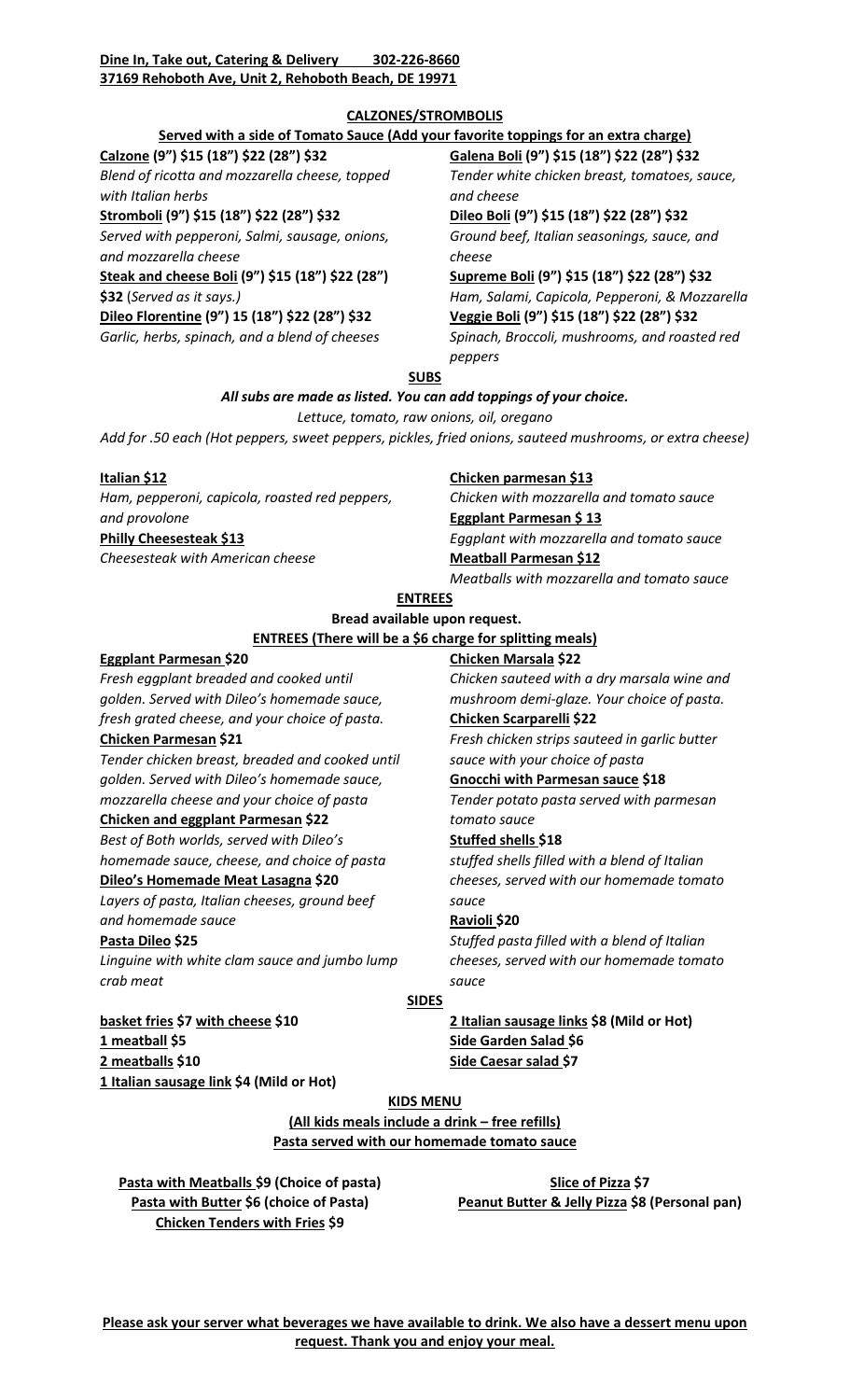**Dine In, Take out, Catering & Delivery 302-226-8660**
**37169 Rehoboth Ave, Unit 2, Rehoboth Beach, DE 19971**

## CALZONES/STROMBOLIS

**Served with a side of Tomato Sauce (Add your favorite toppings for an extra charge)**

**Calzone (9") $15 (18") $22 (28") $32**
*Blend of ricotta and mozzarella cheese, topped with Italian herbs*

**Stromboli (9") $15 (18") $22 (28") $32**
*Served with pepperoni, Salmi, sausage, onions, and mozzarella cheese*

**Steak and cheese Boli (9") $15 (18") $22 (28") $32** (*Served as it says.)*

**Dileo Florentine (9") 15 (18") $22 (28") $32**
*Garlic, herbs, spinach, and a blend of cheeses*

**Galena Boli (9") $15 (18") $22 (28") $32**
*Tender white chicken breast, tomatoes, sauce, and cheese*

**Dileo Boli (9") $15 (18") $22 (28") $32**
*Ground beef, Italian seasonings, sauce, and cheese*

**Supreme Boli (9") $15 (18") $22 (28") $32**
*Ham, Salami, Capicola, Pepperoni, & Mozzarella*

**Veggie Boli (9") $15 (18") $22 (28") $32**
*Spinach, Broccoli, mushrooms, and roasted red peppers*

## SUBS

***All subs are made as listed. You can add toppings of your choice.***

*Lettuce, tomato, raw onions, oil, oregano*

*Add for .50 each (Hot peppers, sweet peppers, pickles, fried onions, sauteed mushrooms, or extra cheese)*

**Italian $12**
*Ham, pepperoni, capicola, roasted red peppers, and provolone*

**Philly Cheesesteak $13**
*Cheesesteak with American cheese*

**Chicken parmesan $13**
*Chicken with mozzarella and tomato sauce*

**Eggplant Parmesan $ 13**
*Eggplant with mozzarella and tomato sauce*

**Meatball Parmesan $12**
*Meatballs with mozzarella and tomato sauce*

## ENTREES

**Bread available upon request.**

**ENTREES (There will be a $6 charge for splitting meals)**

**Eggplant Parmesan $20**
*Fresh eggplant breaded and cooked until golden. Served with Dileo's homemade sauce, fresh grated cheese, and your choice of pasta.*

**Chicken Parmesan $21**
*Tender chicken breast, breaded and cooked until golden. Served with Dileo's homemade sauce, mozzarella cheese and your choice of pasta*

**Chicken and eggplant Parmesan $22**
*Best of Both worlds, served with Dileo's homemade sauce, cheese, and choice of pasta*

**Dileo's Homemade Meat Lasagna $20**
*Layers of pasta, Italian cheeses, ground beef and homemade sauce*

**Pasta Dileo $25**
*Linguine with white clam sauce and jumbo lump crab meat*

**Chicken Marsala $22**
*Chicken sauteed with a dry marsala wine and mushroom demi-glaze. Your choice of pasta.*

**Chicken Scarparelli $22**
*Fresh chicken strips sauteed in garlic butter sauce with your choice of pasta*

**Gnocchi with Parmesan sauce $18**
*Tender potato pasta served with parmesan tomato sauce*

**Stuffed shells $18**
*stuffed shells filled with a blend of Italian cheeses, served with our homemade tomato sauce*

**Ravioli $20**
*Stuffed pasta filled with a blend of Italian cheeses, served with our homemade tomato sauce*

## SIDES

**basket fries $7 with cheese $10**
**1 meatball $5**
**2 meatballs $10**
**1 Italian sausage link $4 (Mild or Hot)**
**2 Italian sausage links $8 (Mild or Hot)**
**Side Garden Salad $6**
**Side Caesar salad $7**

## KIDS MENU

**(All kids meals include a drink – free refills)**
**Pasta served with our homemade tomato sauce**

**Pasta with Meatballs $9 (Choice of pasta)**
**Pasta with Butter $6 (choice of Pasta)**
**Chicken Tenders with Fries $9**
**Slice of Pizza $7**
**Peanut Butter & Jelly Pizza $8 (Personal pan)**

**Please ask your server what beverages we have available to drink. We also have a dessert menu upon request. Thank you and enjoy your meal.**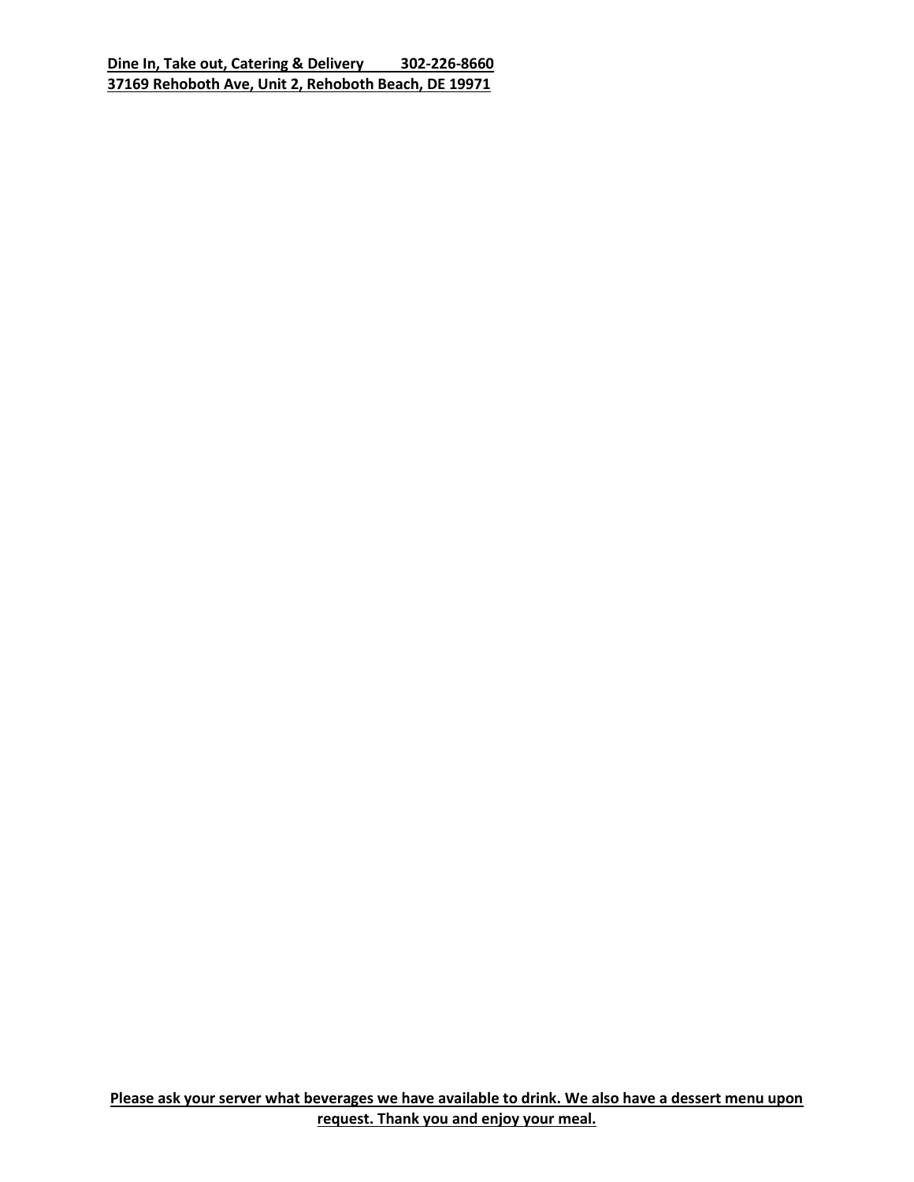**Dine In, Take out, Catering & Delivery 302-226-8660**
**37169 Rehoboth Ave, Unit 2, Rehoboth Beach, DE 19971**

**Please ask your server what beverages we have available to drink. We also have a dessert menu upon request. Thank you and enjoy your meal.**